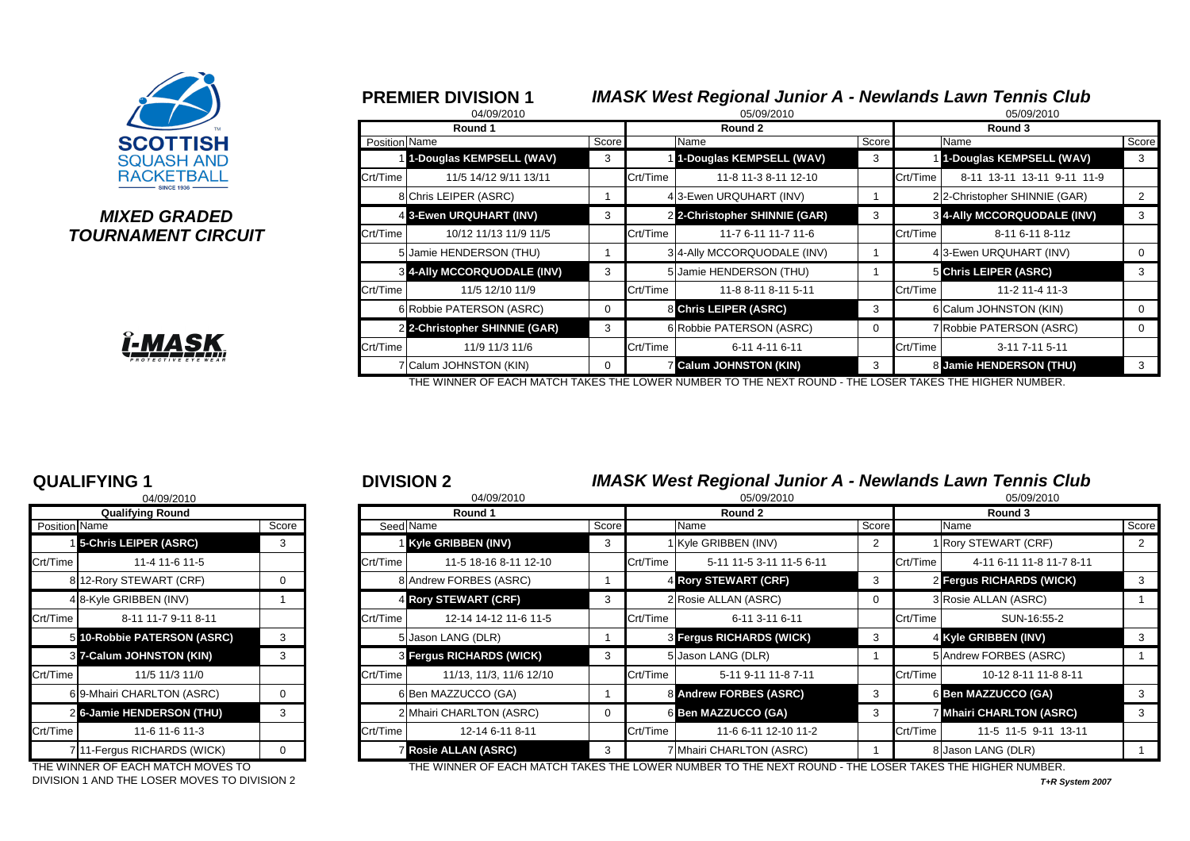**SCOTTISH SQUASH AND RACKETBALL** SINCE 1936

***MIXED GRADED TOURNAMENT CIRCUIT***

## PREMIER DIVISION 1

### *IMASK West Regional Junior A - Newlands Lawn Tennis Club*

| | Round 1 (04/09/2010) | Score | | Round 2 (05/09/2010) | Score | | Round 3 (05/09/2010) | Score |
|---|---|---|---|---|---|---|---|---|
| Position | Name | | | Name | | | Name | |
| 1 | **1-Douglas KEMPSELL (WAV)** | 3 | 1 | **1-Douglas KEMPSELL (WAV)** | 3 | 1 | **1-Douglas KEMPSELL (WAV)** | 3 |
| Crt/Time | 11/5 14/12 9/11 13/11 | | Crt/Time | 11-8 11-3 8-11 12-10 | | Crt/Time | 8-11 13-11 13-11 9-11 11-9 | |
| 8 | Chris LEIPER (ASRC) | 1 | 4 | 3-Ewen URQUHART (INV) | 1 | 2 | 2-Christopher SHINNIE (GAR) | 2 |
| 4 | **3-Ewen URQUHART (INV)** | 3 | 2 | **2-Christopher SHINNIE (GAR)** | 3 | 3 | **4-Ally MCCORQUODALE (INV)** | 3 |
| Crt/Time | 10/12 11/13 11/9 11/5 | | Crt/Time | 11-7 6-11 11-7 11-6 | | Crt/Time | 8-11 6-11 8-11z | |
| 5 | Jamie HENDERSON (THU) | 1 | 3 | 4-Ally MCCORQUODALE (INV) | 1 | 4 | 3-Ewen URQUHART (INV) | 0 |
| 3 | **4-Ally MCCORQUODALE (INV)** | 3 | 5 | Jamie HENDERSON (THU) | 1 | 5 | **Chris LEIPER (ASRC)** | 3 |
| Crt/Time | 11/5 12/10 11/9 | | Crt/Time | 11-8 8-11 8-11 5-11 | | Crt/Time | 11-2 11-4 11-3 | |
| 6 | Robbie PATERSON (ASRC) | 0 | 8 | **Chris LEIPER (ASRC)** | 3 | 6 | Calum JOHNSTON (KIN) | 0 |
| 2 | **2-Christopher SHINNIE (GAR)** | 3 | 6 | Robbie PATERSON (ASRC) | 0 | 7 | Robbie PATERSON (ASRC) | 0 |
| Crt/Time | 11/9 11/3 11/6 | | Crt/Time | 6-11 4-11 6-11 | | Crt/Time | 3-11 7-11 5-11 | |
| 7 | Calum JOHNSTON (KIN) | 0 | 7 | **Calum JOHNSTON (KIN)** | 3 | 8 | **Jamie HENDERSON (THU)** | 3 |

THE WINNER OF EACH MATCH TAKES THE LOWER NUMBER TO THE NEXT ROUND - THE LOSER TAKES THE HIGHER NUMBER.

## QUALIFYING 1

| Position | Qualifying Round (04/09/2010) Name | Score |
|---|---|---|
| 1 | **5-Chris LEIPER (ASRC)** | 3 |
| Crt/Time | 11-4 11-6 11-5 | |
| 8 | 12-Rory STEWART (CRF) | 0 |
| 4 | 8-Kyle GRIBBEN (INV) | 1 |
| Crt/Time | 8-11 11-7 9-11 8-11 | |
| 5 | **10-Robbie PATERSON (ASRC)** | 3 |
| 3 | **7-Calum JOHNSTON (KIN)** | 3 |
| Crt/Time | 11/5 11/3 11/0 | |
| 6 | 9-Mhairi CHARLTON (ASRC) | 0 |
| 2 | **6-Jamie HENDERSON (THU)** | 3 |
| Crt/Time | 11-6 11-6 11-3 | |
| 7 | 11-Fergus RICHARDS (WICK) | 0 |

THE WINNER OF EACH MATCH MOVES TO DIVISION 1 AND THE LOSER MOVES TO DIVISION 2

## DIVISION 2

### *IMASK West Regional Junior A - Newlands Lawn Tennis Club*

| | Round 1 (04/09/2010) | Score | | Round 2 (05/09/2010) | Score | | Round 3 (05/09/2010) | Score |
|---|---|---|---|---|---|---|---|---|
| Seed | Name | | | Name | | | Name | |
| 1 | **Kyle GRIBBEN (INV)** | 3 | 1 | Kyle GRIBBEN (INV) | 2 | 1 | Rory STEWART (CRF) | 2 |
| Crt/Time | 11-5 18-16 8-11 12-10 | | Crt/Time | 5-11 11-5 3-11 11-5 6-11 | | Crt/Time | 4-11 6-11 11-8 11-7 8-11 | |
| 8 | Andrew FORBES (ASRC) | 1 | 4 | **Rory STEWART (CRF)** | 3 | 2 | **Fergus RICHARDS (WICK)** | 3 |
| 4 | **Rory STEWART (CRF)** | 3 | 2 | Rosie ALLAN (ASRC) | 0 | 3 | Rosie ALLAN (ASRC) | 1 |
| Crt/Time | 12-14 14-12 11-6 11-5 | | Crt/Time | 6-11 3-11 6-11 | | Crt/Time | SUN-16:55-2 | |
| 5 | Jason LANG (DLR) | 1 | 3 | **Fergus RICHARDS (WICK)** | 3 | 4 | **Kyle GRIBBEN (INV)** | 3 |
| 3 | **Fergus RICHARDS (WICK)** | 3 | 5 | Jason LANG (DLR) | 1 | 5 | Andrew FORBES (ASRC) | 1 |
| Crt/Time | 11/13, 11/3, 11/6 12/10 | | Crt/Time | 5-11 9-11 11-8 7-11 | | Crt/Time | 10-12 8-11 11-8 8-11 | |
| 6 | Ben MAZZUCCO (GA) | 1 | 8 | **Andrew FORBES (ASRC)** | 3 | 6 | **Ben MAZZUCCO (GA)** | 3 |
| 2 | Mhairi CHARLTON (ASRC) | 0 | 6 | **Ben MAZZUCCO (GA)** | 3 | 7 | **Mhairi CHARLTON (ASRC)** | 3 |
| Crt/Time | 12-14 6-11 8-11 | | Crt/Time | 11-6 6-11 12-10 11-2 | | Crt/Time | 11-5 11-5 9-11 13-11 | |
| 7 | **Rosie ALLAN (ASRC)** | 3 | 7 | Mhairi CHARLTON (ASRC) | 1 | 8 | Jason LANG (DLR) | 1 |

THE WINNER OF EACH MATCH TAKES THE LOWER NUMBER TO THE NEXT ROUND - THE LOSER TAKES THE HIGHER NUMBER.

*T+R System 2007*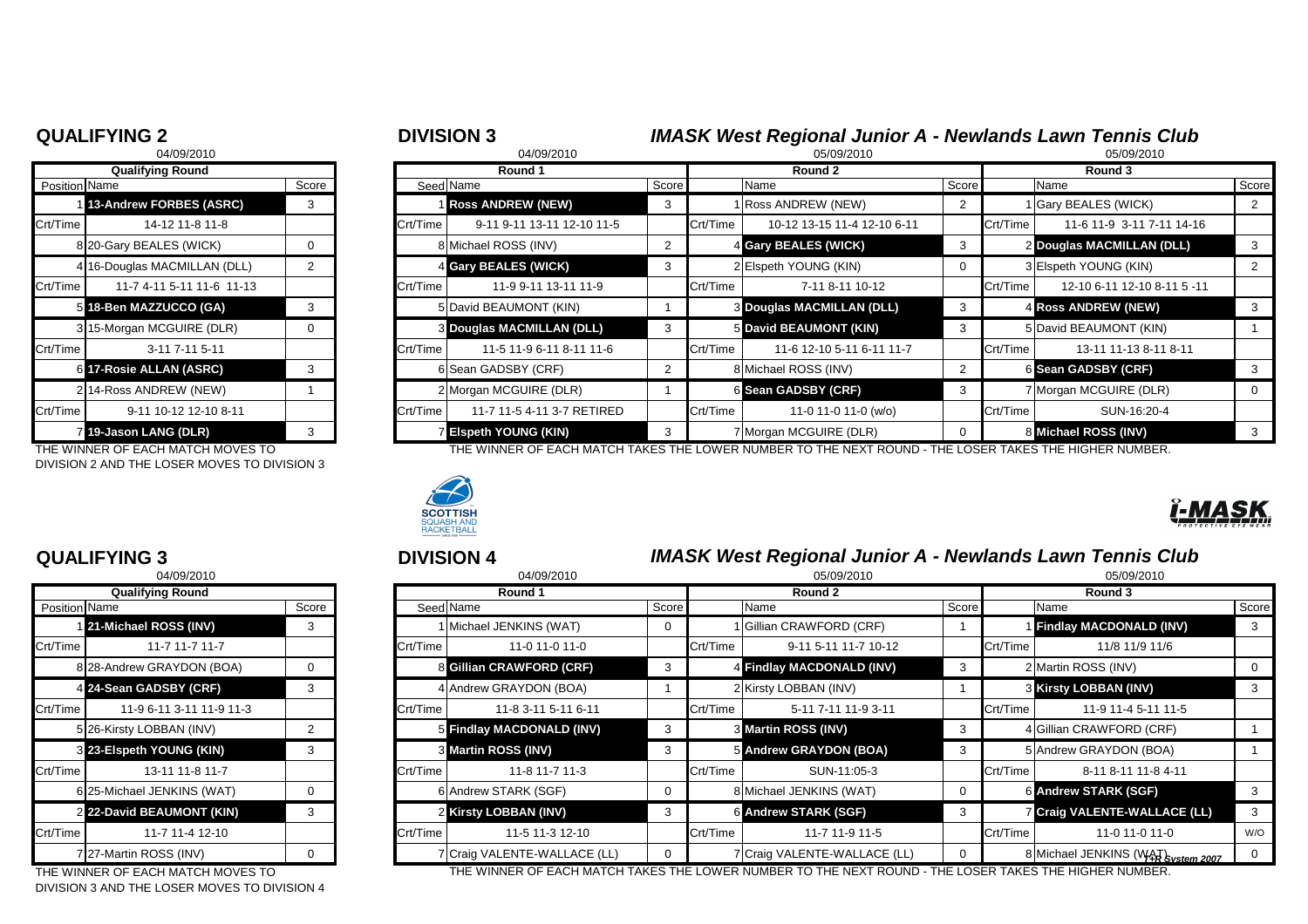## QUALIFYING 2

04/09/2010

| Qualifying Round | | |
|---|---|---|
| Position | Name | Score |
| 1 | **13-Andrew FORBES (ASRC)** | 3 |
| Crt/Time | 14-12 11-8 11-8 | |
| 8 | 20-Gary BEALES (WICK) | 0 |
| 4 | 16-Douglas MACMILLAN (DLL) | 2 |
| Crt/Time | 11-7 4-11 5-11 11-6 11-13 | |
| 5 | **18-Ben MAZZUCCO (GA)** | 3 |
| 3 | 15-Morgan MCGUIRE (DLR) | 0 |
| Crt/Time | 3-11 7-11 5-11 | |
| 6 | **17-Rosie ALLAN (ASRC)** | 3 |
| 2 | 14-Ross ANDREW (NEW) | 1 |
| Crt/Time | 9-11 10-12 12-10 8-11 | |
| 7 | **19-Jason LANG (DLR)** | 3 |

THE WINNER OF EACH MATCH MOVES TO DIVISION 2 AND THE LOSER MOVES TO DIVISION 3

## DIVISION 3

### *IMASK West Regional Junior A - Newlands Lawn Tennis Club*

| Round 1 (04/09/2010) | | | Round 2 (05/09/2010) | | | Round 3 (05/09/2010) | | |
|---|---|---|---|---|---|---|---|---|
| Seed | Name | Score | | Name | Score | | Name | Score |
| 1 | **Ross ANDREW (NEW)** | 3 | 1 | Ross ANDREW (NEW) | 2 | 1 | Gary BEALES (WICK) | 2 |
| Crt/Time | 9-11 9-11 13-11 12-10 11-5 | | Crt/Time | 10-12 13-15 11-4 12-10 6-11 | | Crt/Time | 11-6 11-9 3-11 7-11 14-16 | |
| 8 | Michael ROSS (INV) | 2 | 4 | **Gary BEALES (WICK)** | 3 | 2 | **Douglas MACMILLAN (DLL)** | 3 |
| 4 | **Gary BEALES (WICK)** | 3 | 2 | Elspeth YOUNG (KIN) | 0 | 3 | Elspeth YOUNG (KIN) | 2 |
| Crt/Time | 11-9 9-11 13-11 11-9 | | Crt/Time | 7-11 8-11 10-12 | | Crt/Time | 12-10 6-11 12-10 8-11 5 -11 | |
| 5 | David BEAUMONT (KIN) | 1 | 3 | **Douglas MACMILLAN (DLL)** | 3 | 4 | **Ross ANDREW (NEW)** | 3 |
| 3 | **Douglas MACMILLAN (DLL)** | 3 | 5 | **David BEAUMONT (KIN)** | 3 | 5 | David BEAUMONT (KIN) | 1 |
| Crt/Time | 11-5 11-9 6-11 8-11 11-6 | | Crt/Time | 11-6 12-10 5-11 6-11 11-7 | | Crt/Time | 13-11 11-13 8-11 8-11 | |
| 6 | Sean GADSBY (CRF) | 2 | 8 | Michael ROSS (INV) | 2 | 6 | **Sean GADSBY (CRF)** | 3 |
| 2 | Morgan MCGUIRE (DLR) | 1 | 6 | **Sean GADSBY (CRF)** | 3 | 7 | Morgan MCGUIRE (DLR) | 0 |
| Crt/Time | 11-7 11-5 4-11 3-7 RETIRED | | Crt/Time | 11-0 11-0 11-0 (w/o) | | Crt/Time | SUN-16:20-4 | |
| 7 | **Elspeth YOUNG (KIN)** | 3 | 7 | Morgan MCGUIRE (DLR) | 0 | 8 | **Michael ROSS (INV)** | 3 |

THE WINNER OF EACH MATCH TAKES THE LOWER NUMBER TO THE NEXT ROUND - THE LOSER TAKES THE HIGHER NUMBER.

## QUALIFYING 3

04/09/2010

| Qualifying Round | | |
|---|---|---|
| Position | Name | Score |
| 1 | **21-Michael ROSS (INV)** | 3 |
| Crt/Time | 11-7 11-7 11-7 | |
| 8 | 28-Andrew GRAYDON (BOA) | 0 |
| 4 | **24-Sean GADSBY (CRF)** | 3 |
| Crt/Time | 11-9 6-11 3-11 11-9 11-3 | |
| 5 | 26-Kirsty LOBBAN (INV) | 2 |
| 3 | **23-Elspeth YOUNG (KIN)** | 3 |
| Crt/Time | 13-11 11-8 11-7 | |
| 6 | 25-Michael JENKINS (WAT) | 0 |
| 2 | **22-David BEAUMONT (KIN)** | 3 |
| Crt/Time | 11-7 11-4 12-10 | |
| 7 | 27-Martin ROSS (INV) | 0 |

THE WINNER OF EACH MATCH MOVES TO DIVISION 3 AND THE LOSER MOVES TO DIVISION 4

## DIVISION 4

### *IMASK West Regional Junior A - Newlands Lawn Tennis Club*

| Round 1 (04/09/2010) | | | Round 2 (05/09/2010) | | | Round 3 (05/09/2010) | | |
|---|---|---|---|---|---|---|---|---|
| Seed | Name | Score | | Name | Score | | Name | Score |
| 1 | Michael JENKINS (WAT) | 0 | 1 | Gillian CRAWFORD (CRF) | 1 | 1 | **Findlay MACDONALD (INV)** | 3 |
| Crt/Time | 11-0 11-0 11-0 | | Crt/Time | 9-11 5-11 11-7 10-12 | | Crt/Time | 11/8 11/9 11/6 | |
| 8 | **Gillian CRAWFORD (CRF)** | 3 | 4 | **Findlay MACDONALD (INV)** | 3 | 2 | Martin ROSS (INV) | 0 |
| 4 | Andrew GRAYDON (BOA) | 1 | 2 | Kirsty LOBBAN (INV) | 1 | 3 | **Kirsty LOBBAN (INV)** | 3 |
| Crt/Time | 11-8 3-11 5-11 6-11 | | Crt/Time | 5-11 7-11 11-9 3-11 | | Crt/Time | 11-9 11-4 5-11 11-5 | |
| 5 | **Findlay MACDONALD (INV)** | 3 | 3 | **Martin ROSS (INV)** | 3 | 4 | Gillian CRAWFORD (CRF) | 1 |
| 3 | **Martin ROSS (INV)** | 3 | 5 | **Andrew GRAYDON (BOA)** | 3 | 5 | Andrew GRAYDON (BOA) | 1 |
| Crt/Time | 11-8 11-7 11-3 | | Crt/Time | SUN-11:05-3 | | Crt/Time | 8-11 8-11 11-8 4-11 | |
| 6 | Andrew STARK (SGF) | 0 | 8 | Michael JENKINS (WAT) | 0 | 6 | **Andrew STARK (SGF)** | 3 |
| 2 | **Kirsty LOBBAN (INV)** | 3 | 6 | **Andrew STARK (SGF)** | 3 | 7 | **Craig VALENTE-WALLACE (LL)** | 3 |
| Crt/Time | 11-5 11-3 12-10 | | Crt/Time | 11-7 11-9 11-5 | | Crt/Time | 11-0 11-0 11-0 | W/O |
| 7 | Craig VALENTE-WALLACE (LL) | 0 | 7 | Craig VALENTE-WALLACE (LL) | 0 | 8 | Michael JENKINS (WAT) | 0 |

THE WINNER OF EACH MATCH TAKES THE LOWER NUMBER TO THE NEXT ROUND - THE LOSER TAKES THE HIGHER NUMBER.

*TSR System 2007*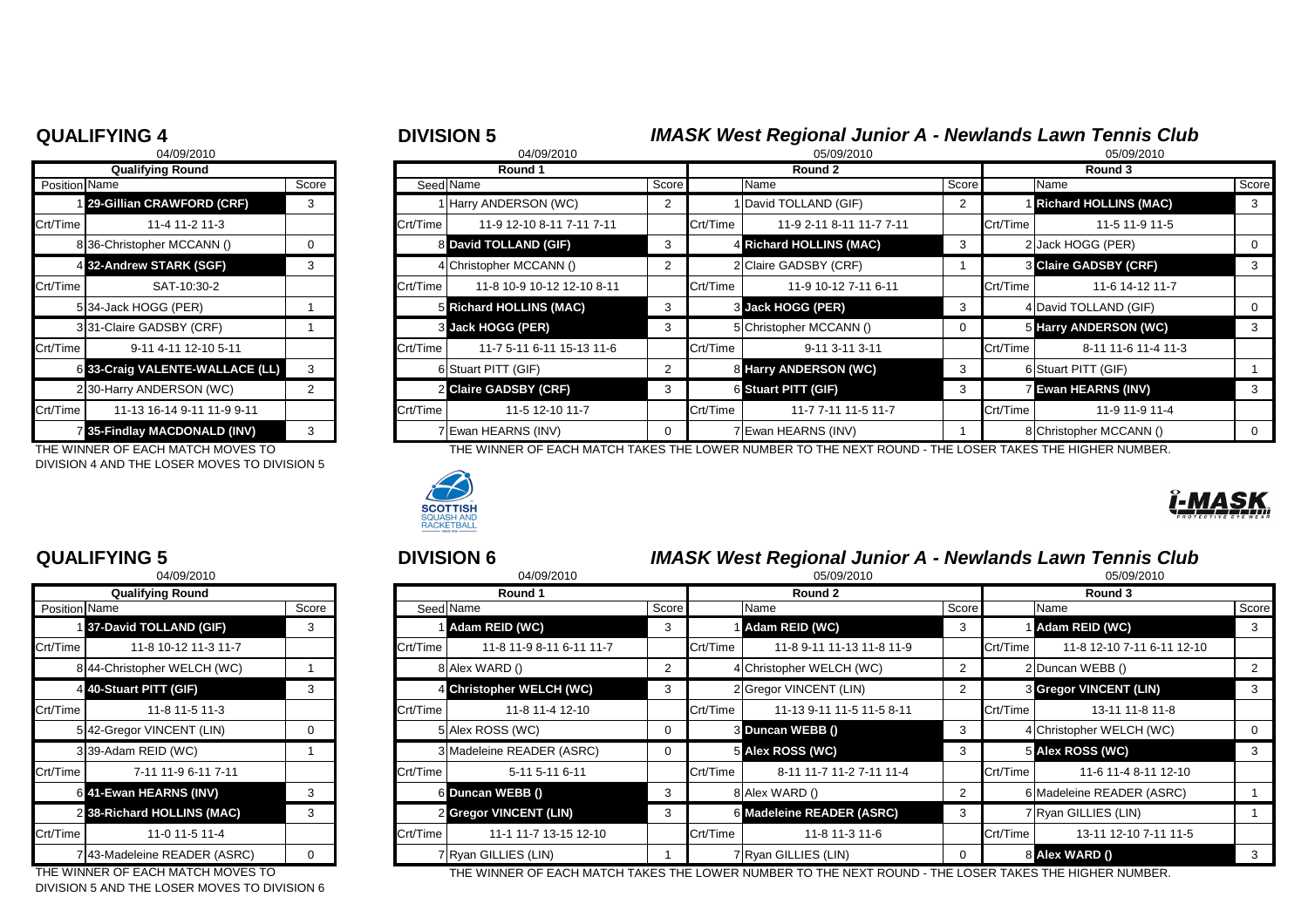## QUALIFYING 4

04/09/2010

| Qualifying Round | | |
|---|---|---|
| Position | Name | Score |
| 1 | **29-Gillian CRAWFORD (CRF)** | 3 |
| Crt/Time | 11-4 11-2 11-3 | |
| 8 | 36-Christopher MCCANN () | 0 |
| 4 | **32-Andrew STARK (SGF)** | 3 |
| Crt/Time | SAT-10:30-2 | |
| 5 | 34-Jack HOGG (PER) | 1 |
| 3 | 31-Claire GADSBY (CRF) | 1 |
| Crt/Time | 9-11 4-11 12-10 5-11 | |
| 6 | **33-Craig VALENTE-WALLACE (LL)** | 3 |
| 2 | 30-Harry ANDERSON (WC) | 2 |
| Crt/Time | 11-13 16-14 9-11 11-9 9-11 | |
| 7 | **35-Findlay MACDONALD (INV)** | 3 |

THE WINNER OF EACH MATCH MOVES TO DIVISION 4 AND THE LOSER MOVES TO DIVISION 5

## DIVISION 5

### *IMASK West Regional Junior A - Newlands Lawn Tennis Club*

| Round 1 (04/09/2010) | | | Round 2 (05/09/2010) | | | Round 3 (05/09/2010) | | |
|---|---|---|---|---|---|---|---|---|
| Seed | Name | Score | | Name | Score | | Name | Score |
| 1 | Harry ANDERSON (WC) | 2 | 1 | David TOLLAND (GIF) | 2 | 1 | **Richard HOLLINS (MAC)** | 3 |
| Crt/Time | 11-9 12-10 8-11 7-11 7-11 | | Crt/Time | 11-9 2-11 8-11 11-7 7-11 | | Crt/Time | 11-5 11-9 11-5 | |
| 8 | **David TOLLAND (GIF)** | 3 | 4 | **Richard HOLLINS (MAC)** | 3 | 2 | Jack HOGG (PER) | 0 |
| 4 | Christopher MCCANN () | 2 | 2 | Claire GADSBY (CRF) | 1 | 3 | **Claire GADSBY (CRF)** | 3 |
| Crt/Time | 11-8 10-9 10-12 12-10 8-11 | | Crt/Time | 11-9 10-12 7-11 6-11 | | Crt/Time | 11-6 14-12 11-7 | |
| 5 | **Richard HOLLINS (MAC)** | 3 | 3 | **Jack HOGG (PER)** | 3 | 4 | David TOLLAND (GIF) | 0 |
| 3 | **Jack HOGG (PER)** | 3 | 5 | Christopher MCCANN () | 0 | 5 | **Harry ANDERSON (WC)** | 3 |
| Crt/Time | 11-7 5-11 6-11 15-13 11-6 | | Crt/Time | 9-11 3-11 3-11 | | Crt/Time | 8-11 11-6 11-4 11-3 | |
| 6 | Stuart PITT (GIF) | 2 | 8 | **Harry ANDERSON (WC)** | 3 | 6 | Stuart PITT (GIF) | 1 |
| 2 | **Claire GADSBY (CRF)** | 3 | 6 | **Stuart PITT (GIF)** | 3 | 7 | **Ewan HEARNS (INV)** | 3 |
| Crt/Time | 11-5 12-10 11-7 | | Crt/Time | 11-7 7-11 11-5 11-7 | | Crt/Time | 11-9 11-9 11-4 | |
| 7 | Ewan HEARNS (INV) | 0 | 7 | Ewan HEARNS (INV) | 1 | 8 | Christopher MCCANN () | 0 |

THE WINNER OF EACH MATCH TAKES THE LOWER NUMBER TO THE NEXT ROUND - THE LOSER TAKES THE HIGHER NUMBER.

## QUALIFYING 5

04/09/2010

| Qualifying Round | | |
|---|---|---|
| Position | Name | Score |
| 1 | **37-David TOLLAND (GIF)** | 3 |
| Crt/Time | 11-8 10-12 11-3 11-7 | |
| 8 | 44-Christopher WELCH (WC) | 1 |
| 4 | **40-Stuart PITT (GIF)** | 3 |
| Crt/Time | 11-8 11-5 11-3 | |
| 5 | 42-Gregor VINCENT (LIN) | 0 |
| 3 | 39-Adam REID (WC) | 1 |
| Crt/Time | 7-11 11-9 6-11 7-11 | |
| 6 | **41-Ewan HEARNS (INV)** | 3 |
| 2 | **38-Richard HOLLINS (MAC)** | 3 |
| Crt/Time | 11-0 11-5 11-4 | |
| 7 | 43-Madeleine READER (ASRC) | 0 |

THE WINNER OF EACH MATCH MOVES TO DIVISION 5 AND THE LOSER MOVES TO DIVISION 6

## DIVISION 6

### *IMASK West Regional Junior A - Newlands Lawn Tennis Club*

| Round 1 (04/09/2010) | | | Round 2 (05/09/2010) | | | Round 3 (05/09/2010) | | |
|---|---|---|---|---|---|---|---|---|
| Seed | Name | Score | | Name | Score | | Name | Score |
| 1 | **Adam REID (WC)** | 3 | 1 | **Adam REID (WC)** | 3 | 1 | **Adam REID (WC)** | 3 |
| Crt/Time | 11-8 11-9 8-11 6-11 11-7 | | Crt/Time | 11-8 9-11 11-13 11-8 11-9 | | Crt/Time | 11-8 12-10 7-11 6-11 12-10 | |
| 8 | Alex WARD () | 2 | 4 | Christopher WELCH (WC) | 2 | 2 | Duncan WEBB () | 2 |
| 4 | **Christopher WELCH (WC)** | 3 | 2 | Gregor VINCENT (LIN) | 2 | 3 | **Gregor VINCENT (LIN)** | 3 |
| Crt/Time | 11-8 11-4 12-10 | | Crt/Time | 11-13 9-11 11-5 11-5 8-11 | | Crt/Time | 13-11 11-8 11-8 | |
| 5 | Alex ROSS (WC) | 0 | 3 | **Duncan WEBB ()** | 3 | 4 | Christopher WELCH (WC) | 0 |
| 3 | Madeleine READER (ASRC) | 0 | 5 | **Alex ROSS (WC)** | 3 | 5 | **Alex ROSS (WC)** | 3 |
| Crt/Time | 5-11 5-11 6-11 | | Crt/Time | 8-11 11-7 11-2 7-11 11-4 | | Crt/Time | 11-6 11-4 8-11 12-10 | |
| 6 | **Duncan WEBB ()** | 3 | 8 | Alex WARD () | 2 | 6 | Madeleine READER (ASRC) | 1 |
| 2 | **Gregor VINCENT (LIN)** | 3 | 6 | **Madeleine READER (ASRC)** | 3 | 7 | Ryan GILLIES (LIN) | 1 |
| Crt/Time | 11-1 11-7 13-15 12-10 | | Crt/Time | 11-8 11-3 11-6 | | Crt/Time | 13-11 12-10 7-11 11-5 | |
| 7 | Ryan GILLIES (LIN) | 1 | 7 | Ryan GILLIES (LIN) | 0 | 8 | **Alex WARD ()** | 3 |

THE WINNER OF EACH MATCH TAKES THE LOWER NUMBER TO THE NEXT ROUND - THE LOSER TAKES THE HIGHER NUMBER.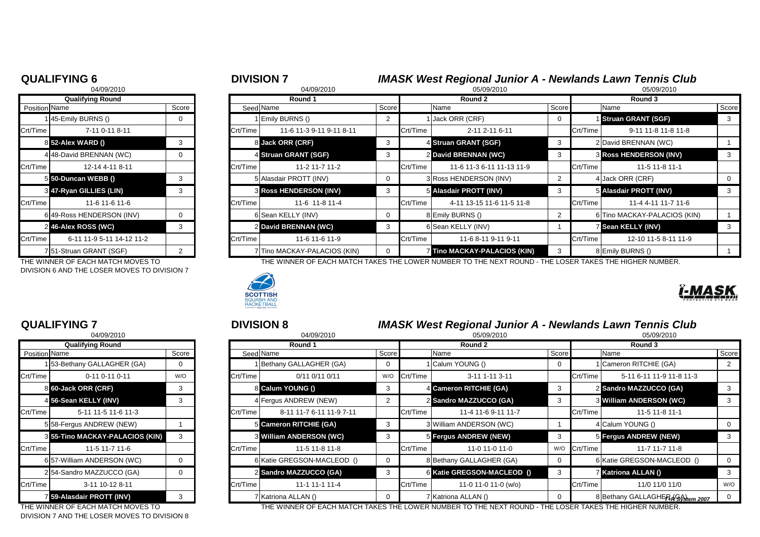## QUALIFYING 6

04/09/2010

| Qualifying Round | | |
|---|---|---|
| Position | Name | Score |
| 1 | 45-Emily BURNS () | 0 |
| Crt/Time | 7-11 0-11 8-11 | |
| 8 | **52-Alex WARD ()** | 3 |
| 4 | 48-David BRENNAN (WC) | 0 |
| Crt/Time | 12-14 4-11 8-11 | |
| 5 | **50-Duncan WEBB ()** | 3 |
| 3 | **47-Ryan GILLIES (LIN)** | 3 |
| Crt/Time | 11-6 11-6 11-6 | |
| 6 | 49-Ross HENDERSON (INV) | 0 |
| 2 | **46-Alex ROSS (WC)** | 3 |
| Crt/Time | 6-11 11-9 5-11 14-12 11-2 | |
| 7 | 51-Struan GRANT (SGF) | 2 |

THE WINNER OF EACH MATCH MOVES TO DIVISION 6 AND THE LOSER MOVES TO DIVISION 7

## DIVISION 7

### *IMASK West Regional Junior A - Newlands Lawn Tennis Club*

| Round 1 (04/09/2010) | | | Round 2 (05/09/2010) | | | Round 3 (05/09/2010) | | |
|---|---|---|---|---|---|---|---|---|
| Seed | Name | Score | | Name | Score | | Name | Score |
| 1 | Emily BURNS () | 2 | 1 | Jack ORR (CRF) | 0 | 1 | **Struan GRANT (SGF)** | 3 |
| Crt/Time | 11-6 11-3 9-11 9-11 8-11 | | Crt/Time | 2-11 2-11 6-11 | | Crt/Time | 9-11 11-8 11-8 11-8 | |
| 8 | **Jack ORR (CRF)** | 3 | 4 | **Struan GRANT (SGF)** | 3 | 2 | David BRENNAN (WC) | 1 |
| 4 | **Struan GRANT (SGF)** | 3 | 2 | **David BRENNAN (WC)** | 3 | 3 | **Ross HENDERSON (INV)** | 3 |
| Crt/Time | 11-2 11-7 11-2 | | Crt/Time | 11-6 11-3 6-11 11-13 11-9 | | Crt/Time | 11-5 11-8 11-1 | |
| 5 | Alasdair PROTT (INV) | 0 | 3 | Ross HENDERSON (INV) | 2 | 4 | Jack ORR (CRF) | 0 |
| 3 | **Ross HENDERSON (INV)** | 3 | 5 | **Alasdair PROTT (INV)** | 3 | 5 | **Alasdair PROTT (INV)** | 3 |
| Crt/Time | 11-6 11-8 11-4 | | Crt/Time | 4-11 13-15 11-6 11-5 11-8 | | Crt/Time | 11-4 4-11 11-7 11-6 | |
| 6 | Sean KELLY (INV) | 0 | 8 | Emily BURNS () | 2 | 6 | Tino MACKAY-PALACIOS (KIN) | 1 |
| 2 | **David BRENNAN (WC)** | 3 | 6 | Sean KELLY (INV) | 1 | 7 | **Sean KELLY (INV)** | 3 |
| Crt/Time | 11-6 11-6 11-9 | | Crt/Time | 11-6 8-11 9-11 9-11 | | Crt/Time | 12-10 11-5 8-11 11-9 | |
| 7 | Tino MACKAY-PALACIOS (KIN) | 0 | 7 | **Tino MACKAY-PALACIOS (KIN)** | 3 | 8 | Emily BURNS () | 1 |

THE WINNER OF EACH MATCH TAKES THE LOWER NUMBER TO THE NEXT ROUND - THE LOSER TAKES THE HIGHER NUMBER.

## QUALIFYING 7

04/09/2010

| Qualifying Round | | |
|---|---|---|
| Position | Name | Score |
| 1 | 53-Bethany GALLAGHER (GA) | 0 |
| Crt/Time | 0-11 0-11 0-11 | W/O |
| 8 | **60-Jack ORR (CRF)** | 3 |
| 4 | **56-Sean KELLY (INV)** | 3 |
| Crt/Time | 5-11 11-5 11-6 11-3 | |
| 5 | 58-Fergus ANDREW (NEW) | 1 |
| 3 | **55-Tino MACKAY-PALACIOS (KIN)** | 3 |
| Crt/Time | 11-5 11-7 11-6 | |
| 6 | 57-William ANDERSON (WC) | 0 |
| 2 | 54-Sandro MAZZUCCO (GA) | 0 |
| Crt/Time | 3-11 10-12 8-11 | |
| 7 | **59-Alasdair PROTT (INV)** | 3 |

THE WINNER OF EACH MATCH MOVES TO DIVISION 7 AND THE LOSER MOVES TO DIVISION 8

## DIVISION 8

### *IMASK West Regional Junior A - Newlands Lawn Tennis Club*

| Round 1 (04/09/2010) | | | Round 2 (05/09/2010) | | | Round 3 (05/09/2010) | | |
|---|---|---|---|---|---|---|---|---|
| Seed | Name | Score | | Name | Score | | Name | Score |
| 1 | Bethany GALLAGHER (GA) | 0 | 1 | Calum YOUNG () | 0 | 1 | Cameron RITCHIE (GA) | 2 |
| Crt/Time | 0/11 0/11 0/11 | W/O | Crt/Time | 3-11 1-11 3-11 | | Crt/Time | 5-11 6-11 11-9 11-8 11-3 | |
| 8 | **Calum YOUNG ()** | 3 | 4 | **Cameron RITCHIE (GA)** | 3 | 2 | **Sandro MAZZUCCO (GA)** | 3 |
| 4 | Fergus ANDREW (NEW) | 2 | 2 | **Sandro MAZZUCCO (GA)** | 3 | 3 | **William ANDERSON (WC)** | 3 |
| Crt/Time | 8-11 11-7 6-11 11-9 7-11 | | Crt/Time | 11-4 11-6 9-11 11-7 | | Crt/Time | 11-5 11-8 11-1 | |
| 5 | **Cameron RITCHIE (GA)** | 3 | 3 | William ANDERSON (WC) | 1 | 4 | Calum YOUNG () | 0 |
| 3 | **William ANDERSON (WC)** | 3 | 5 | **Fergus ANDREW (NEW)** | 3 | 5 | **Fergus ANDREW (NEW)** | 3 |
| Crt/Time | 11-5 11-8 11-8 | | Crt/Time | 11-0 11-0 11-0 | W/O | Crt/Time | 11-7 11-7 11-8 | |
| 6 | Katie GREGSON-MACLEOD () | 0 | 8 | Bethany GALLAGHER (GA) | 0 | 6 | Katie GREGSON-MACLEOD () | 0 |
| 2 | **Sandro MAZZUCCO (GA)** | 3 | 6 | **Katie GREGSON-MACLEOD ()** | 3 | 7 | **Katriona ALLAN ()** | 3 |
| Crt/Time | 11-1 11-1 11-4 | | Crt/Time | 11-0 11-0 11-0 (w/o) | | Crt/Time | 11/0 11/0 11/0 | W/O |
| 7 | Katriona ALLAN () | 0 | 7 | Katriona ALLAN () | 0 | 8 | Bethany GALLAGHER (GA) | 0 |

THE WINNER OF EACH MATCH TAKES THE LOWER NUMBER TO THE NEXT ROUND - THE LOSER TAKES THE HIGHER NUMBER.

*FR System 2007*